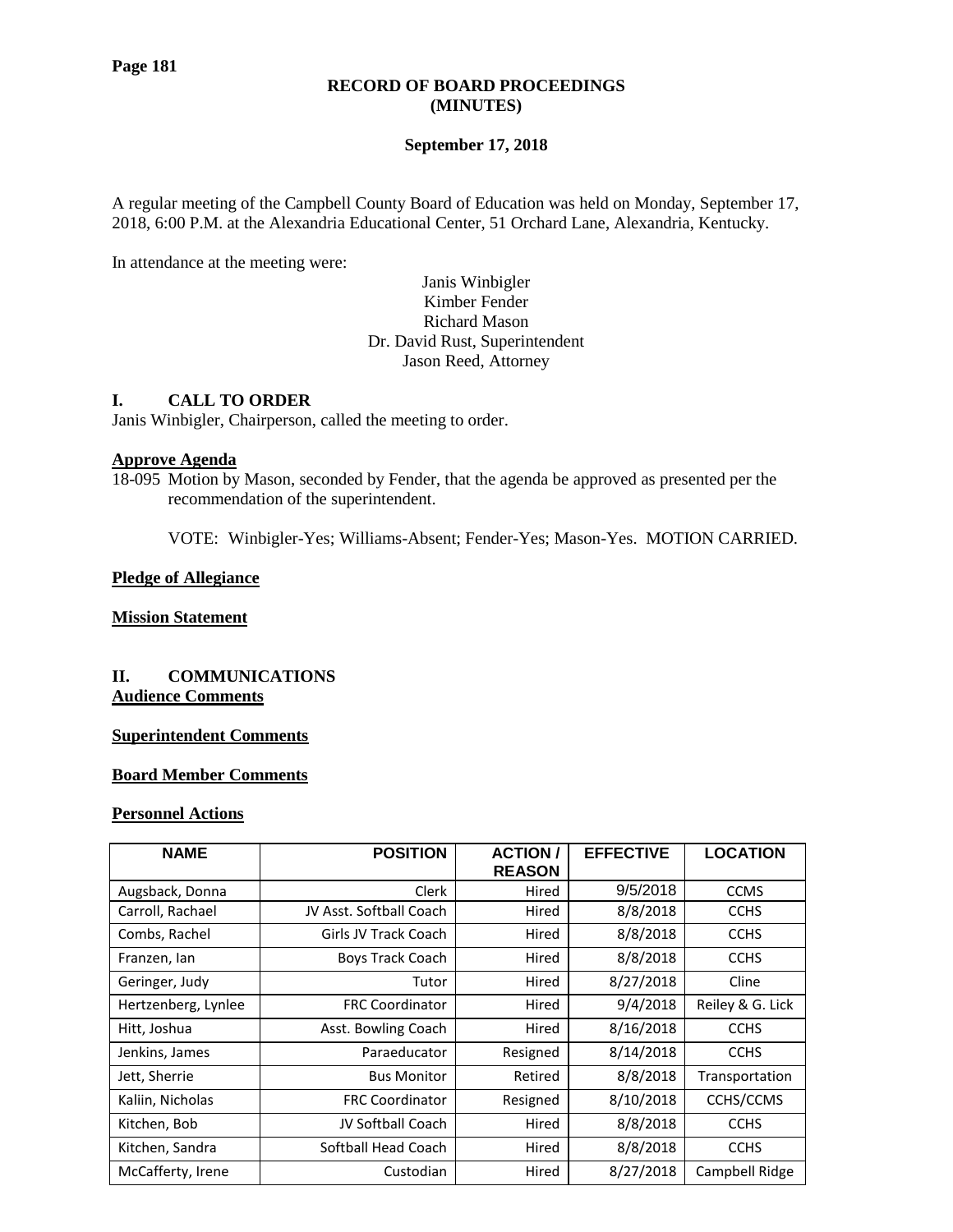**RECORD OF BOARD PROCEEDINGS**
**(MINUTES)**

**September 17, 2018**

A regular meeting of the Campbell County Board of Education was held on Monday, September 17, 2018, 6:00 P.M. at the Alexandria Educational Center, 51 Orchard Lane, Alexandria, Kentucky.

In attendance at the meeting were:

Janis Winbigler
Kimber Fender
Richard Mason
Dr. David Rust, Superintendent
Jason Reed, Attorney

## I. CALL TO ORDER

Janis Winbigler, Chairperson, called the meeting to order.

**Approve Agenda**

18-095 Motion by Mason, seconded by Fender, that the agenda be approved as presented per the recommendation of the superintendent.

VOTE: Winbigler-Yes; Williams-Absent; Fender-Yes; Mason-Yes. MOTION CARRIED.

**Pledge of Allegiance**

**Mission Statement**

## II. COMMUNICATIONS

**Audience Comments**

**Superintendent Comments**

**Board Member Comments**

**Personnel Actions**

| NAME | POSITION | ACTION / REASON | EFFECTIVE | LOCATION |
|---|---|---|---|---|
| Augsback, Donna | Clerk | Hired | 9/5/2018 | CCMS |
| Carroll, Rachael | JV Asst. Softball Coach | Hired | 8/8/2018 | CCHS |
| Combs, Rachel | Girls JV Track Coach | Hired | 8/8/2018 | CCHS |
| Franzen, Ian | Boys Track Coach | Hired | 8/8/2018 | CCHS |
| Geringer, Judy | Tutor | Hired | 8/27/2018 | Cline |
| Hertzenberg, Lynlee | FRC Coordinator | Hired | 9/4/2018 | Reiley & G. Lick |
| Hitt, Joshua | Asst. Bowling Coach | Hired | 8/16/2018 | CCHS |
| Jenkins, James | Paraeducator | Resigned | 8/14/2018 | CCHS |
| Jett, Sherrie | Bus Monitor | Retired | 8/8/2018 | Transportation |
| Kaliin, Nicholas | FRC Coordinator | Resigned | 8/10/2018 | CCHS/CCMS |
| Kitchen, Bob | JV Softball Coach | Hired | 8/8/2018 | CCHS |
| Kitchen, Sandra | Softball Head Coach | Hired | 8/8/2018 | CCHS |
| McCafferty, Irene | Custodian | Hired | 8/27/2018 | Campbell Ridge |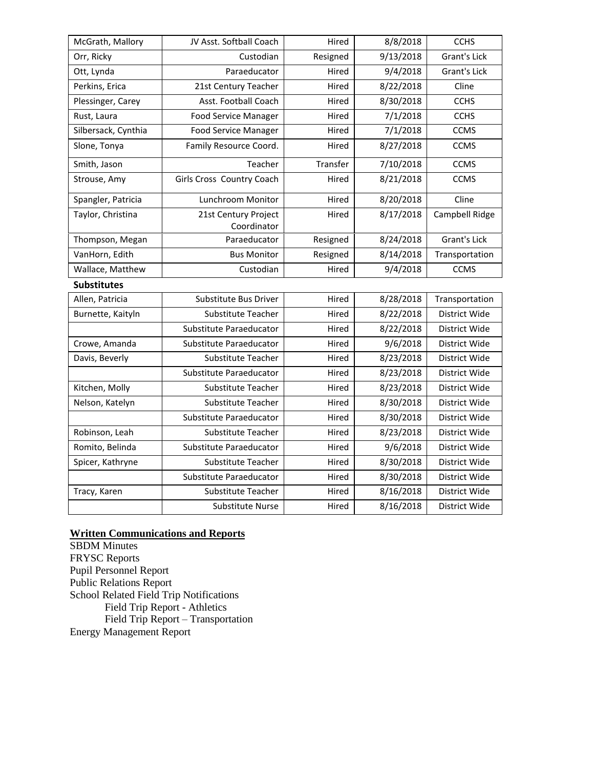| McGrath, Mallory | JV Asst. Softball Coach | Hired | 8/8/2018 | CCHS |
|---|---|---|---|---|
| Orr, Ricky | Custodian | Resigned | 9/13/2018 | Grant's Lick |
| Ott, Lynda | Paraeducator | Hired | 9/4/2018 | Grant's Lick |
| Perkins, Erica | 21st Century Teacher | Hired | 8/22/2018 | Cline |
| Plessinger, Carey | Asst. Football Coach | Hired | 8/30/2018 | CCHS |
| Rust, Laura | Food Service Manager | Hired | 7/1/2018 | CCHS |
| Silbersack, Cynthia | Food Service Manager | Hired | 7/1/2018 | CCMS |
| Slone, Tonya | Family Resource Coord. | Hired | 8/27/2018 | CCMS |
| Smith, Jason | Teacher | Transfer | 7/10/2018 | CCMS |
| Strouse, Amy | Girls Cross Country Coach | Hired | 8/21/2018 | CCMS |
| Spangler, Patricia | Lunchroom Monitor | Hired | 8/20/2018 | Cline |
| Taylor, Christina | 21st Century Project Coordinator | Hired | 8/17/2018 | Campbell Ridge |
| Thompson, Megan | Paraeducator | Resigned | 8/24/2018 | Grant's Lick |
| VanHorn, Edith | Bus Monitor | Resigned | 8/14/2018 | Transportation |
| Wallace, Matthew | Custodian | Hired | 9/4/2018 | CCMS |

**Substitutes**

| Allen, Patricia | Substitute Bus Driver | Hired | 8/28/2018 | Transportation |
|---|---|---|---|---|
| Burnette, Kaityln | Substitute Teacher | Hired | 8/22/2018 | District Wide |
| | Substitute Paraeducator | Hired | 8/22/2018 | District Wide |
| Crowe, Amanda | Substitute Paraeducator | Hired | 9/6/2018 | District Wide |
| Davis, Beverly | Substitute Teacher | Hired | 8/23/2018 | District Wide |
| | Substitute Paraeducator | Hired | 8/23/2018 | District Wide |
| Kitchen, Molly | Substitute Teacher | Hired | 8/23/2018 | District Wide |
| Nelson, Katelyn | Substitute Teacher | Hired | 8/30/2018 | District Wide |
| | Substitute Paraeducator | Hired | 8/30/2018 | District Wide |
| Robinson, Leah | Substitute Teacher | Hired | 8/23/2018 | District Wide |
| Romito, Belinda | Substitute Paraeducator | Hired | 9/6/2018 | District Wide |
| Spicer, Kathryne | Substitute Teacher | Hired | 8/30/2018 | District Wide |
| | Substitute Paraeducator | Hired | 8/30/2018 | District Wide |
| Tracy, Karen | Substitute Teacher | Hired | 8/16/2018 | District Wide |
| | Substitute Nurse | Hired | 8/16/2018 | District Wide |

**Written Communications and Reports**

SBDM Minutes
FRYSC Reports
Pupil Personnel Report
Public Relations Report
School Related Field Trip Notifications
- Field Trip Report - Athletics
- Field Trip Report – Transportation

Energy Management Report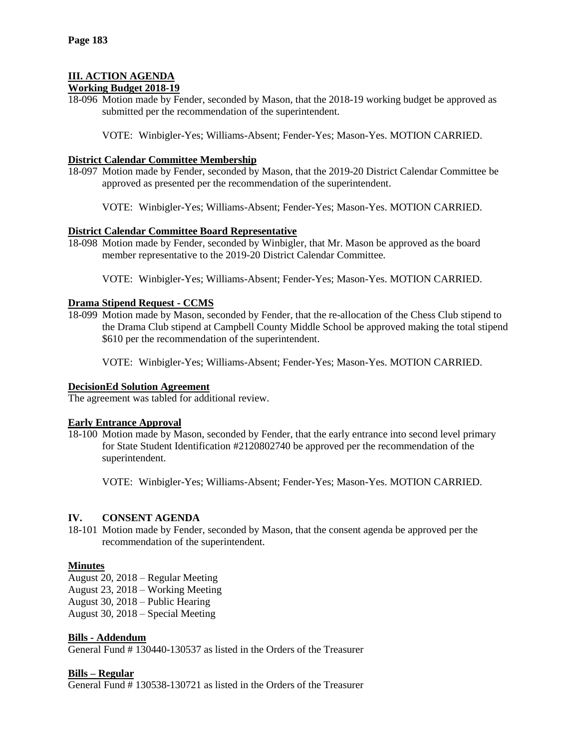## III. ACTION AGENDA

**Working Budget 2018-19**

18-096 Motion made by Fender, seconded by Mason, that the 2018-19 working budget be approved as submitted per the recommendation of the superintendent.

VOTE: Winbigler-Yes; Williams-Absent; Fender-Yes; Mason-Yes. MOTION CARRIED.

**District Calendar Committee Membership**

18-097 Motion made by Fender, seconded by Mason, that the 2019-20 District Calendar Committee be approved as presented per the recommendation of the superintendent.

VOTE: Winbigler-Yes; Williams-Absent; Fender-Yes; Mason-Yes. MOTION CARRIED.

**District Calendar Committee Board Representative**

18-098 Motion made by Fender, seconded by Winbigler, that Mr. Mason be approved as the board member representative to the 2019-20 District Calendar Committee.

VOTE: Winbigler-Yes; Williams-Absent; Fender-Yes; Mason-Yes. MOTION CARRIED.

**Drama Stipend Request - CCMS**

18-099 Motion made by Mason, seconded by Fender, that the re-allocation of the Chess Club stipend to the Drama Club stipend at Campbell County Middle School be approved making the total stipend $610 per the recommendation of the superintendent.

VOTE: Winbigler-Yes; Williams-Absent; Fender-Yes; Mason-Yes. MOTION CARRIED.

**DecisionEd Solution Agreement**

The agreement was tabled for additional review.

**Early Entrance Approval**

18-100 Motion made by Mason, seconded by Fender, that the early entrance into second level primary for State Student Identification #2120802740 be approved per the recommendation of the superintendent.

VOTE: Winbigler-Yes; Williams-Absent; Fender-Yes; Mason-Yes. MOTION CARRIED.

## IV. CONSENT AGENDA

18-101 Motion made by Fender, seconded by Mason, that the consent agenda be approved per the recommendation of the superintendent.

**Minutes**

August 20, 2018 – Regular Meeting
August 23, 2018 – Working Meeting
August 30, 2018 – Public Hearing
August 30, 2018 – Special Meeting

**Bills - Addendum**

General Fund # 130440-130537 as listed in the Orders of the Treasurer

**Bills – Regular**

General Fund # 130538-130721 as listed in the Orders of the Treasurer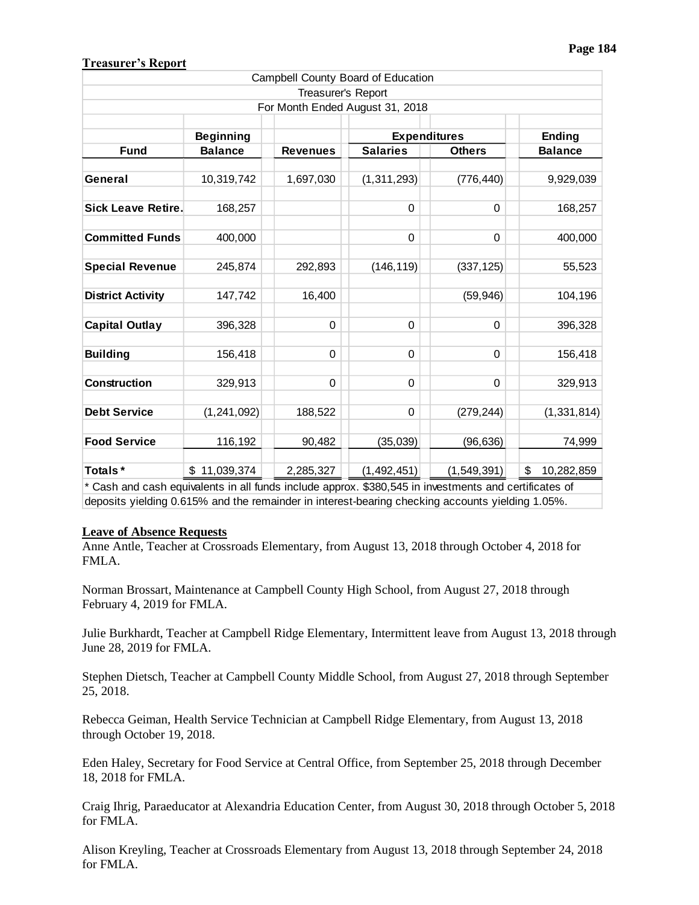**Treasurer's Report**

| Campbell County Board of Education | | | | | |
|---|---|---|---|---|---|
| Treasurer's Report | | | | | |
| For Month Ended August 31, 2018 | | | | | |
| | Beginning | | Expenditures | | Ending |
| Fund | Balance | Revenues | Salaries | Others | Balance |
| **General** | 10,319,742 | 1,697,030 | (1,311,293) | (776,440) | 9,929,039 |
| **Sick Leave Retire.** | 168,257 | | 0 | 0 | 168,257 |
| **Committed Funds** | 400,000 | | 0 | 0 | 400,000 |
| **Special Revenue** | 245,874 | 292,893 | (146,119) | (337,125) | 55,523 |
| **District Activity** | 147,742 | 16,400 | | (59,946) | 104,196 |
| **Capital Outlay** | 396,328 | 0 | 0 | 0 | 396,328 |
| **Building** | 156,418 | 0 | 0 | 0 | 156,418 |
| **Construction** | 329,913 | 0 | 0 | 0 | 329,913 |
| **Debt Service** | (1,241,092) | 188,522 | 0 | (279,244) | (1,331,814) |
| **Food Service** | 116,192 | 90,482 | (35,039) | (96,636) | 74,999 |
| **Totals*** | $ 11,039,374 | 2,285,327 | (1,492,451) | (1,549,391) | $ 10,282,859 |

* Cash and cash equivalents in all funds include approx. $380,545 in investments and certificates of deposits yielding 0.615% and the remainder in interest-bearing checking accounts yielding 1.05%.

**Leave of Absence Requests**

Anne Antle, Teacher at Crossroads Elementary, from August 13, 2018 through October 4, 2018 for FMLA.

Norman Brossart, Maintenance at Campbell County High School, from August 27, 2018 through February 4, 2019 for FMLA.

Julie Burkhardt, Teacher at Campbell Ridge Elementary, Intermittent leave from August 13, 2018 through June 28, 2019 for FMLA.

Stephen Dietsch, Teacher at Campbell County Middle School, from August 27, 2018 through September 25, 2018.

Rebecca Geiman, Health Service Technician at Campbell Ridge Elementary, from August 13, 2018 through October 19, 2018.

Eden Haley, Secretary for Food Service at Central Office, from September 25, 2018 through December 18, 2018 for FMLA.

Craig Ihrig, Paraeducator at Alexandria Education Center, from August 30, 2018 through October 5, 2018 for FMLA.

Alison Kreyling, Teacher at Crossroads Elementary from August 13, 2018 through September 24, 2018 for FMLA.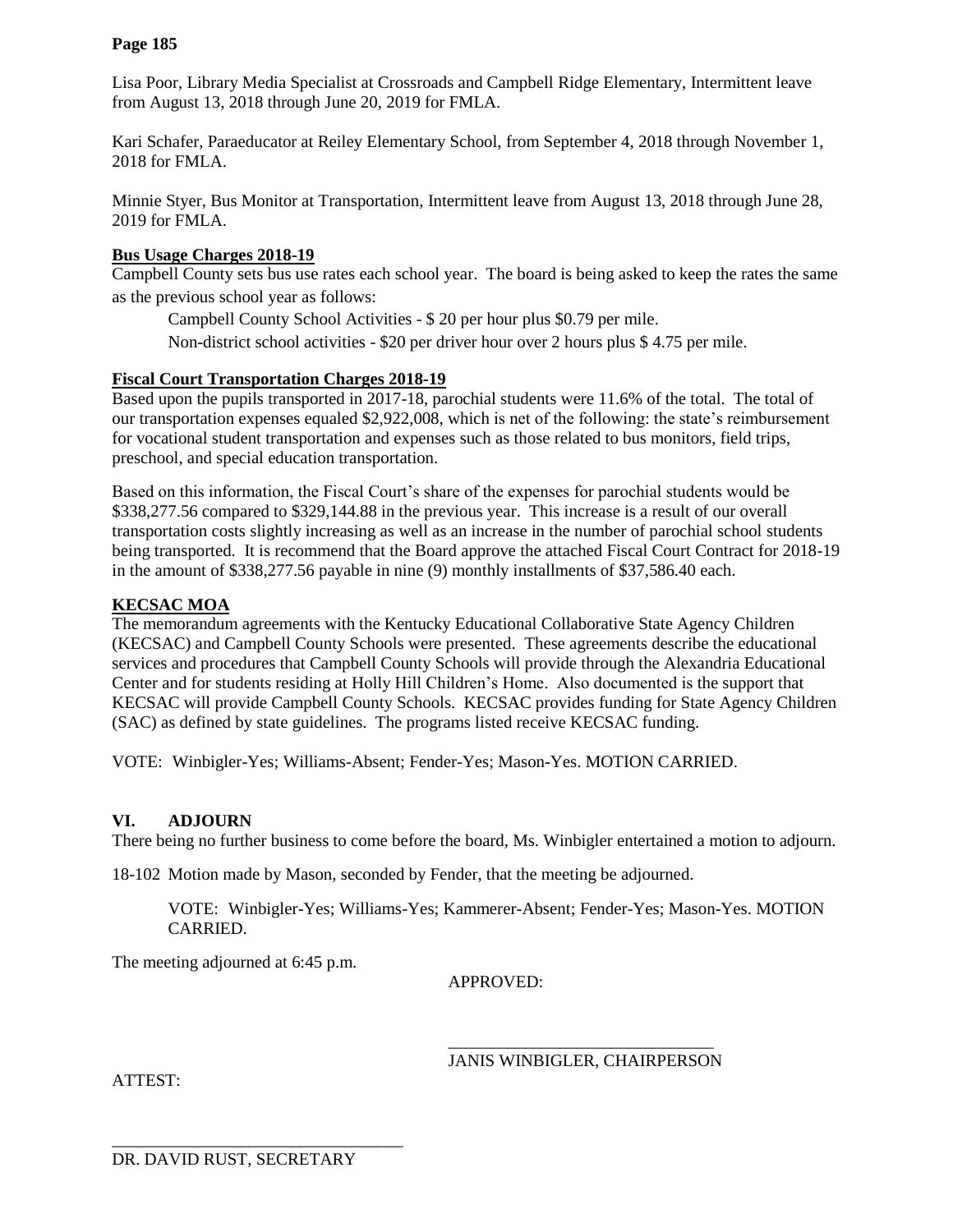Lisa Poor, Library Media Specialist at Crossroads and Campbell Ridge Elementary, Intermittent leave from August 13, 2018 through June 20, 2019 for FMLA.

Kari Schafer, Paraeducator at Reiley Elementary School, from September 4, 2018 through November 1, 2018 for FMLA.

Minnie Styer, Bus Monitor at Transportation, Intermittent leave from August 13, 2018 through June 28, 2019 for FMLA.

**Bus Usage Charges 2018-19**

Campbell County sets bus use rates each school year. The board is being asked to keep the rates the same as the previous school year as follows:

Campbell County School Activities - $ 20 per hour plus $0.79 per mile.

Non-district school activities - $20 per driver hour over 2 hours plus $ 4.75 per mile.

**Fiscal Court Transportation Charges 2018-19**

Based upon the pupils transported in 2017-18, parochial students were 11.6% of the total. The total of our transportation expenses equaled $2,922,008, which is net of the following: the state's reimbursement for vocational student transportation and expenses such as those related to bus monitors, field trips, preschool, and special education transportation.

Based on this information, the Fiscal Court's share of the expenses for parochial students would be $338,277.56 compared to $329,144.88 in the previous year. This increase is a result of our overall transportation costs slightly increasing as well as an increase in the number of parochial school students being transported. It is recommend that the Board approve the attached Fiscal Court Contract for 2018-19 in the amount of $338,277.56 payable in nine (9) monthly installments of $37,586.40 each.

**KECSAC MOA**

The memorandum agreements with the Kentucky Educational Collaborative State Agency Children (KECSAC) and Campbell County Schools were presented. These agreements describe the educational services and procedures that Campbell County Schools will provide through the Alexandria Educational Center and for students residing at Holly Hill Children's Home. Also documented is the support that KECSAC will provide Campbell County Schools. KECSAC provides funding for State Agency Children (SAC) as defined by state guidelines. The programs listed receive KECSAC funding.

VOTE: Winbigler-Yes; Williams-Absent; Fender-Yes; Mason-Yes. MOTION CARRIED.

## VI. ADJOURN

There being no further business to come before the board, Ms. Winbigler entertained a motion to adjourn.

18-102 Motion made by Mason, seconded by Fender, that the meeting be adjourned.

VOTE: Winbigler-Yes; Williams-Yes; Kammerer-Absent; Fender-Yes; Mason-Yes. MOTION CARRIED.

The meeting adjourned at 6:45 p.m.

APPROVED:

______________________________

JANIS WINBIGLER, CHAIRPERSON

ATTEST:

______________________________

DR. DAVID RUST, SECRETARY